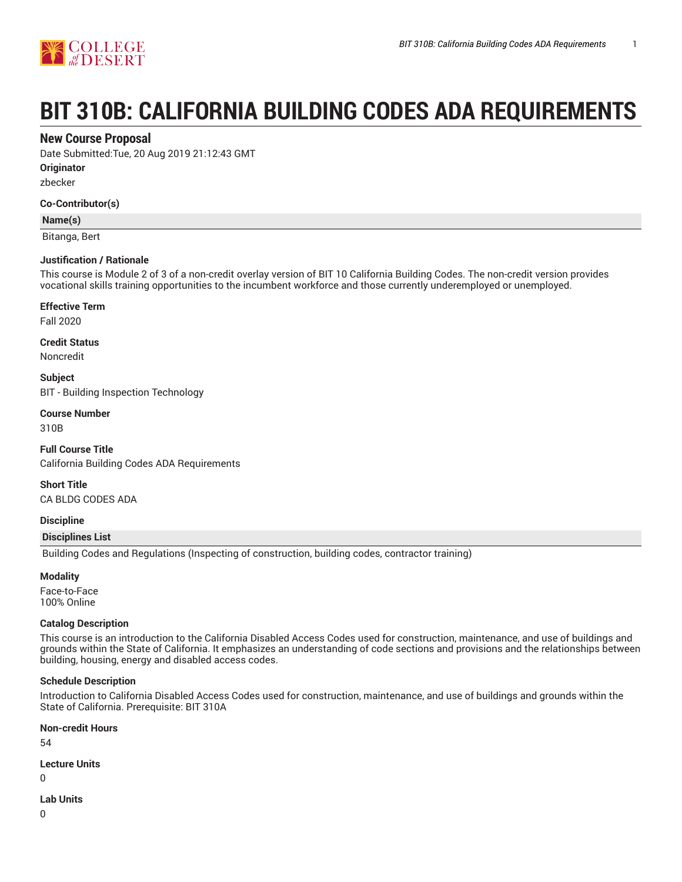# BIT 310B: CALIFORNIA BUILDING CODES ADA REQUIREMENTS

## New Course Proposal

Date Submitted:Tue, 20 Aug 2019 21:12:43 GMT

**Originator**

zbecker

**Co-Contributor(s)**

| Name(s) |
|---|
| Bitanga, Bert |

**Justification / Rationale**

This course is Module 2 of 3 of a non-credit overlay version of BIT 10 California Building Codes. The non-credit version provides vocational skills training opportunities to the incumbent workforce and those currently underemployed or unemployed.

**Effective Term**

Fall 2020

**Credit Status**

Noncredit

**Subject**

BIT - Building Inspection Technology

**Course Number**

310B

**Full Course Title**

California Building Codes ADA Requirements

**Short Title**

CA BLDG CODES ADA

**Discipline**

| Disciplines List |
|---|
| Building Codes and Regulations (Inspecting of construction, building codes, contractor training) |

**Modality**

Face-to-Face
100% Online

**Catalog Description**

This course is an introduction to the California Disabled Access Codes used for construction, maintenance, and use of buildings and grounds within the State of California. It emphasizes an understanding of code sections and provisions and the relationships between building, housing, energy and disabled access codes.

**Schedule Description**

Introduction to California Disabled Access Codes used for construction, maintenance, and use of buildings and grounds within the State of California. Prerequisite: BIT 310A

**Non-credit Hours**

54

**Lecture Units**

0

**Lab Units**

0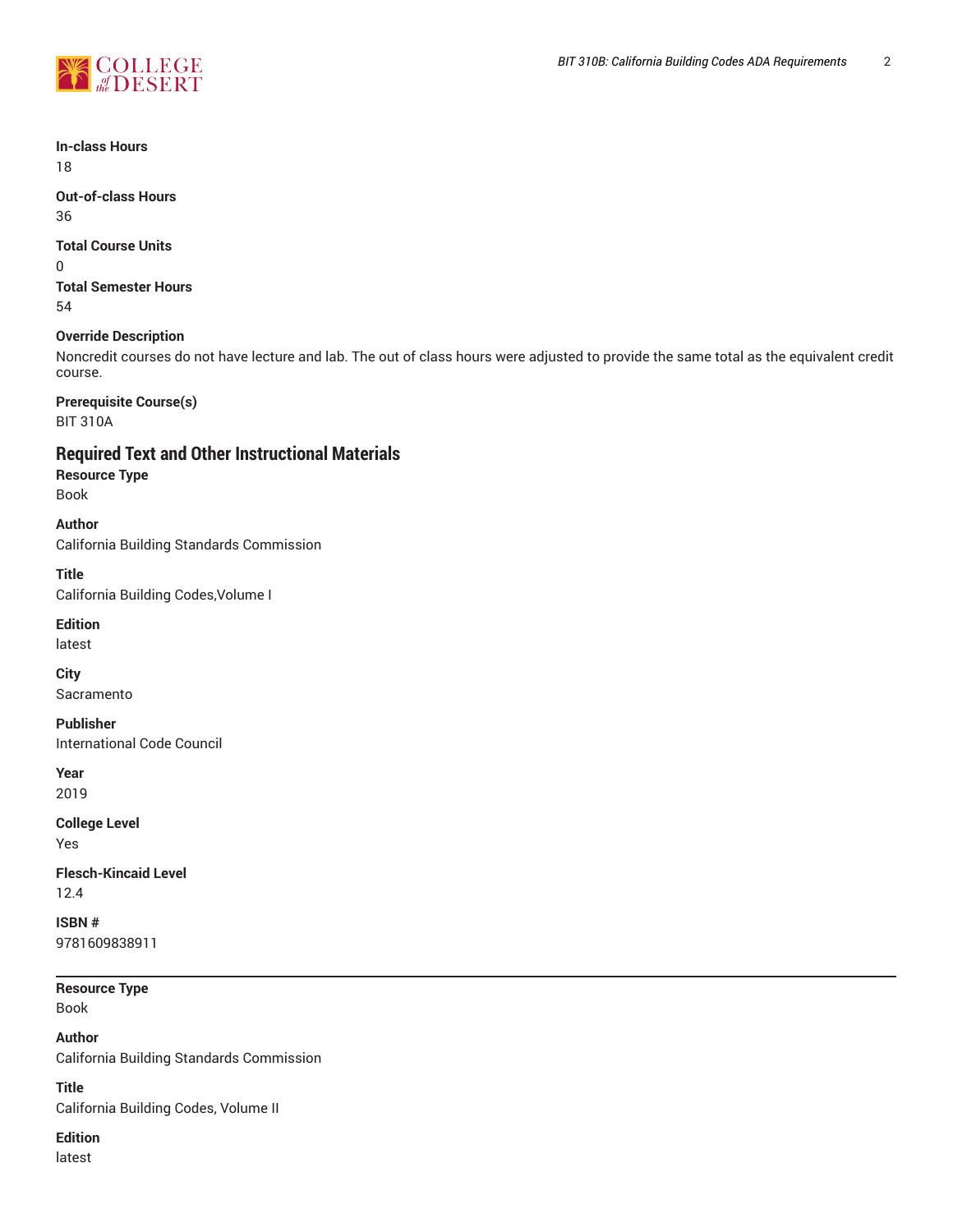**In-class Hours**
18

**Out-of-class Hours**
36

**Total Course Units**
0

**Total Semester Hours**
54

**Override Description**
Noncredit courses do not have lecture and lab. The out of class hours were adjusted to provide the same total as the equivalent credit course.

**Prerequisite Course(s)**
BIT 310A

## Required Text and Other Instructional Materials

**Resource Type**
Book

**Author**
California Building Standards Commission

**Title**
California Building Codes,Volume I

**Edition**
latest

**City**
Sacramento

**Publisher**
International Code Council

**Year**
2019

**College Level**
Yes

**Flesch-Kincaid Level**
12.4

**ISBN #**
9781609838911

---

**Resource Type**
Book

**Author**
California Building Standards Commission

**Title**
California Building Codes, Volume II

**Edition**
latest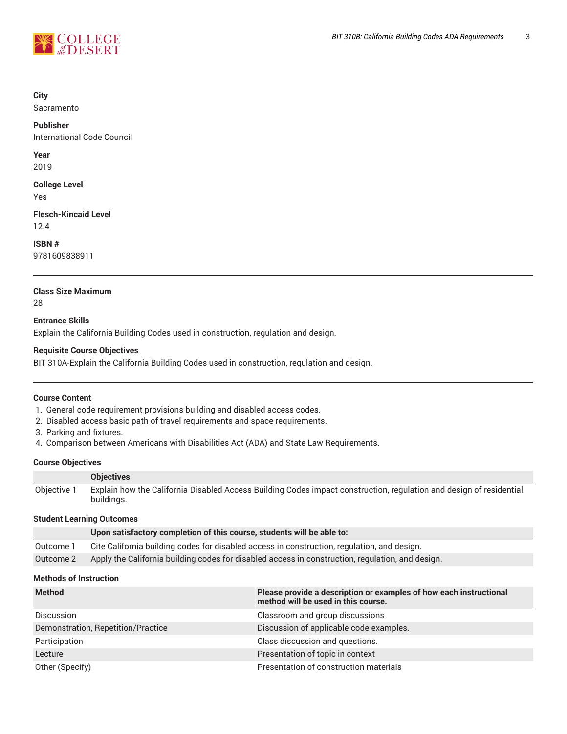**City**
Sacramento

**Publisher**
International Code Council

**Year**
2019

**College Level**
Yes

**Flesch-Kincaid Level**
12.4

**ISBN #**
9781609838911

---

**Class Size Maximum**
28

**Entrance Skills**
Explain the California Building Codes used in construction, regulation and design.

**Requisite Course Objectives**
BIT 310A-Explain the California Building Codes used in construction, regulation and design.

---

**Course Content**

1. General code requirement provisions building and disabled access codes.
2. Disabled access basic path of travel requirements and space requirements.
3. Parking and fixtures.
4. Comparison between Americans with Disabilities Act (ADA) and State Law Requirements.

**Course Objectives**

| | Objectives |
|---|---|
| Objective 1 | Explain how the California Disabled Access Building Codes impact construction, regulation and design of residential buildings. |

**Student Learning Outcomes**

| | Upon satisfactory completion of this course, students will be able to: |
|---|---|
| Outcome 1 | Cite California building codes for disabled access in construction, regulation, and design. |
| Outcome 2 | Apply the California building codes for disabled access in construction, regulation, and design. |

**Methods of Instruction**

| Method | Please provide a description or examples of how each instructional method will be used in this course. |
|---|---|
| Discussion | Classroom and group discussions |
| Demonstration, Repetition/Practice | Discussion of applicable code examples. |
| Participation | Class discussion and questions. |
| Lecture | Presentation of topic in context |
| Other (Specify) | Presentation of construction materials |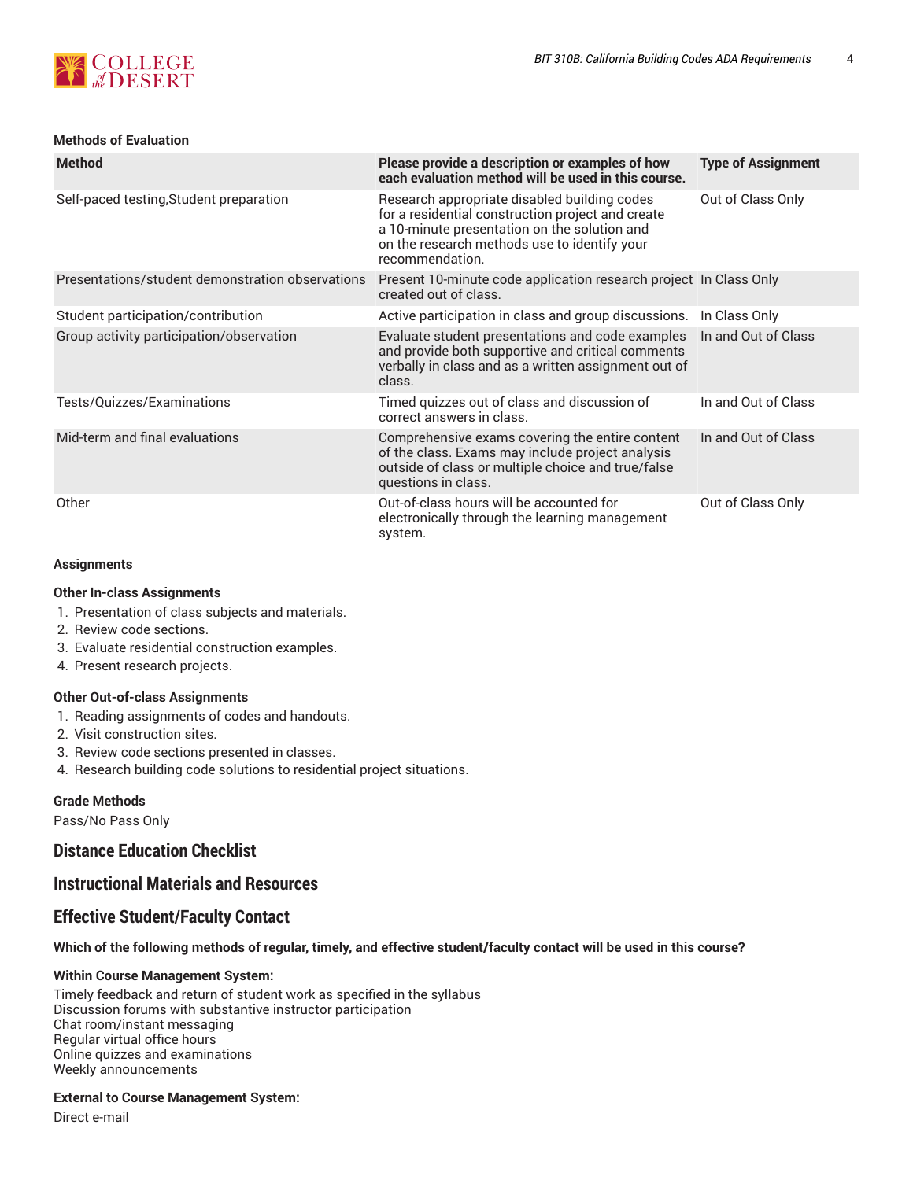### Methods of Evaluation

| Method | Please provide a description or examples of how each evaluation method will be used in this course. | Type of Assignment |
|---|---|---|
| Self-paced testing,Student preparation | Research appropriate disabled building codes for a residential construction project and create a 10-minute presentation on the solution and on the research methods use to identify your recommendation. | Out of Class Only |
| Presentations/student demonstration observations | Present 10-minute code application research project created out of class. | In Class Only |
| Student participation/contribution | Active participation in class and group discussions. | In Class Only |
| Group activity participation/observation | Evaluate student presentations and code examples and provide both supportive and critical comments verbally in class and as a written assignment out of class. | In and Out of Class |
| Tests/Quizzes/Examinations | Timed quizzes out of class and discussion of correct answers in class. | In and Out of Class |
| Mid-term and final evaluations | Comprehensive exams covering the entire content of the class. Exams may include project analysis outside of class or multiple choice and true/false questions in class. | In and Out of Class |
| Other | Out-of-class hours will be accounted for electronically through the learning management system. | Out of Class Only |

### Assignments

#### Other In-class Assignments

1. Presentation of class subjects and materials.
2. Review code sections.
3. Evaluate residential construction examples.
4. Present research projects.

#### Other Out-of-class Assignments

1. Reading assignments of codes and handouts.
2. Visit construction sites.
3. Review code sections presented in classes.
4. Research building code solutions to residential project situations.

### Grade Methods

Pass/No Pass Only

## Distance Education Checklist

## Instructional Materials and Resources

## Effective Student/Faculty Contact

**Which of the following methods of regular, timely, and effective student/faculty contact will be used in this course?**

**Within Course Management System:**

Timely feedback and return of student work as specified in the syllabus
Discussion forums with substantive instructor participation
Chat room/instant messaging
Regular virtual office hours
Online quizzes and examinations
Weekly announcements

**External to Course Management System:**

Direct e-mail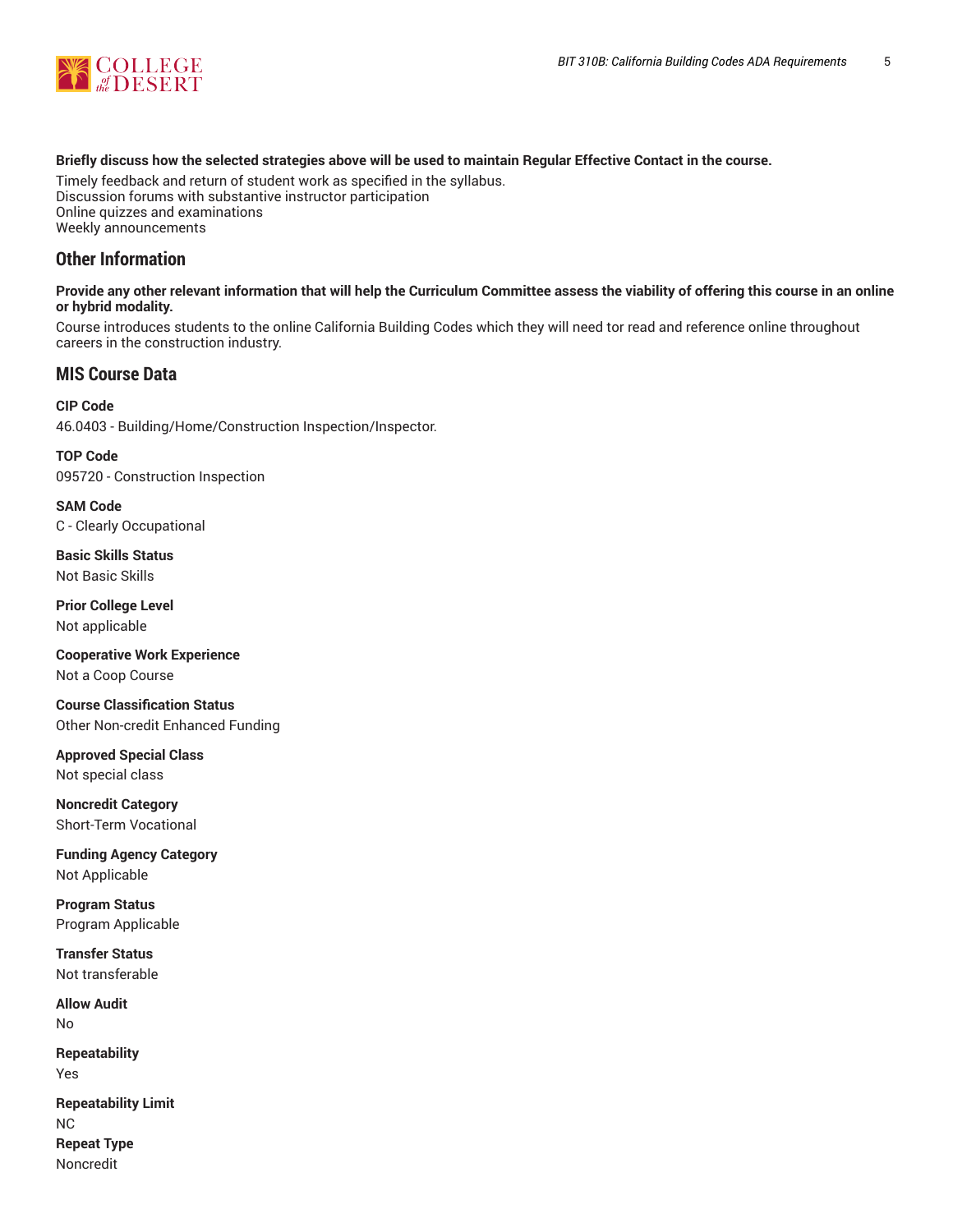**Briefly discuss how the selected strategies above will be used to maintain Regular Effective Contact in the course.**

Timely feedback and return of student work as specified in the syllabus.
Discussion forums with substantive instructor participation
Online quizzes and examinations
Weekly announcements

## Other Information

**Provide any other relevant information that will help the Curriculum Committee assess the viability of offering this course in an online or hybrid modality.**

Course introduces students to the online California Building Codes which they will need tor read and reference online throughout careers in the construction industry.

## MIS Course Data

**CIP Code**
46.0403 - Building/Home/Construction Inspection/Inspector.

**TOP Code**
095720 - Construction Inspection

**SAM Code**
C - Clearly Occupational

**Basic Skills Status**
Not Basic Skills

**Prior College Level**
Not applicable

**Cooperative Work Experience**
Not a Coop Course

**Course Classification Status**
Other Non-credit Enhanced Funding

**Approved Special Class**
Not special class

**Noncredit Category**
Short-Term Vocational

**Funding Agency Category**
Not Applicable

**Program Status**
Program Applicable

**Transfer Status**
Not transferable

**Allow Audit**
No

**Repeatability**
Yes

**Repeatability Limit**
NC

**Repeat Type**
Noncredit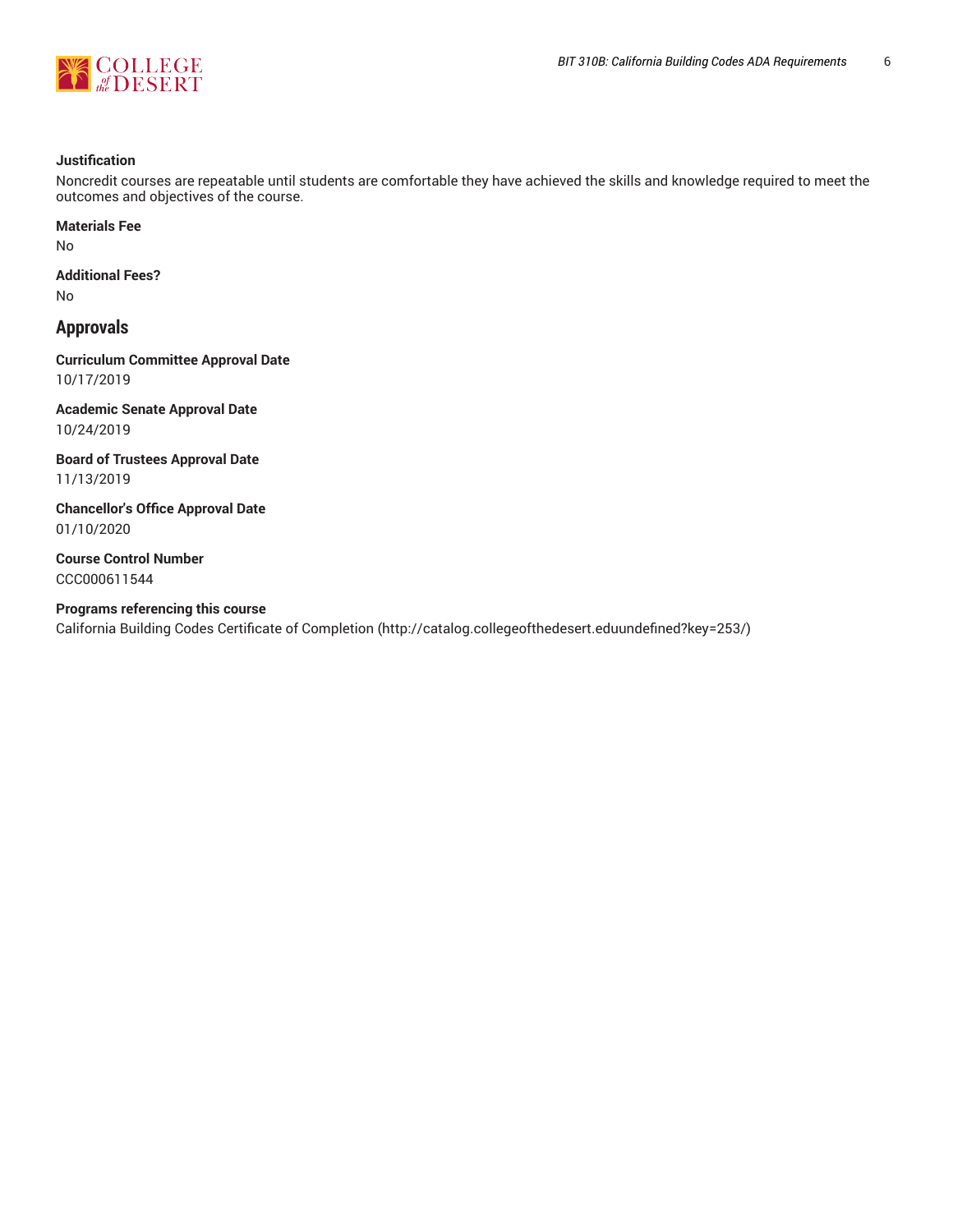**Justification**

Noncredit courses are repeatable until students are comfortable they have achieved the skills and knowledge required to meet the outcomes and objectives of the course.

**Materials Fee**

No

**Additional Fees?**

No

## Approvals

**Curriculum Committee Approval Date**

10/17/2019

**Academic Senate Approval Date**

10/24/2019

**Board of Trustees Approval Date**

11/13/2019

**Chancellor's Office Approval Date**

01/10/2020

**Course Control Number**

CCC000611544

**Programs referencing this course**

California Building Codes Certificate of Completion (http://catalog.collegeofthedesert.eduundefined?key=253/)